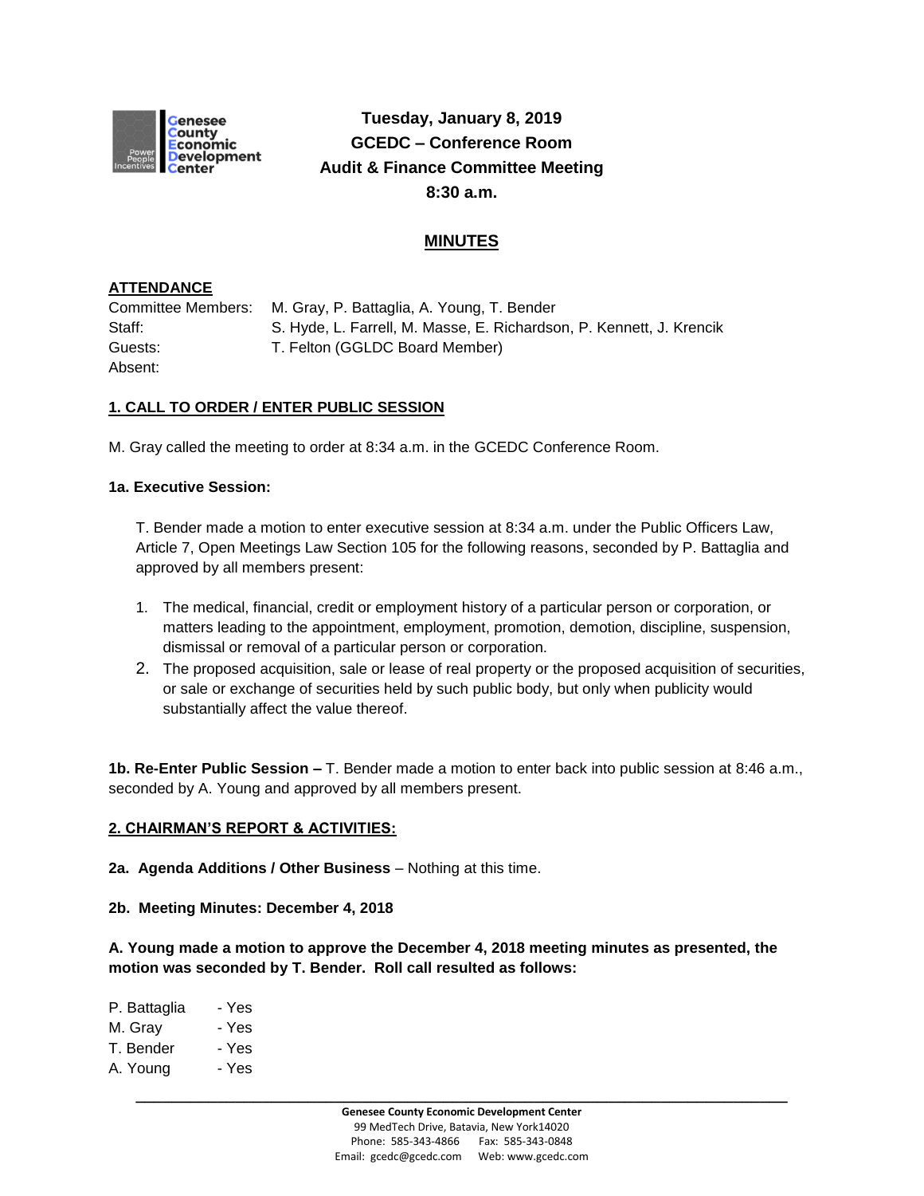**Tuesday, January 8, 2019**
**GCEDC – Conference Room**
**Audit & Finance Committee Meeting**
**8:30 a.m.**

## MINUTES

**ATTENDANCE**

Committee Members: M. Gray, P. Battaglia, A. Young, T. Bender
Staff: S. Hyde, L. Farrell, M. Masse, E. Richardson, P. Kennett, J. Krencik
Guests: T. Felton (GGLDC Board Member)
Absent:

**1. CALL TO ORDER / ENTER PUBLIC SESSION**

M. Gray called the meeting to order at 8:34 a.m. in the GCEDC Conference Room.

**1a. Executive Session:**

T. Bender made a motion to enter executive session at 8:34 a.m. under the Public Officers Law, Article 7, Open Meetings Law Section 105 for the following reasons, seconded by P. Battaglia and approved by all members present:

1. The medical, financial, credit or employment history of a particular person or corporation, or matters leading to the appointment, employment, promotion, demotion, discipline, suspension, dismissal or removal of a particular person or corporation.
2. The proposed acquisition, sale or lease of real property or the proposed acquisition of securities, or sale or exchange of securities held by such public body, but only when publicity would substantially affect the value thereof.

**1b. Re-Enter Public Session –** T. Bender made a motion to enter back into public session at 8:46 a.m., seconded by A. Young and approved by all members present.

**2. CHAIRMAN'S REPORT & ACTIVITIES:**

**2a. Agenda Additions / Other Business** – Nothing at this time.

**2b. Meeting Minutes: December 4, 2018**

**A. Young made a motion to approve the December 4, 2018 meeting minutes as presented, the motion was seconded by T. Bender. Roll call resulted as follows:**

P. Battaglia - Yes
M. Gray - Yes
T. Bender - Yes
A. Young - Yes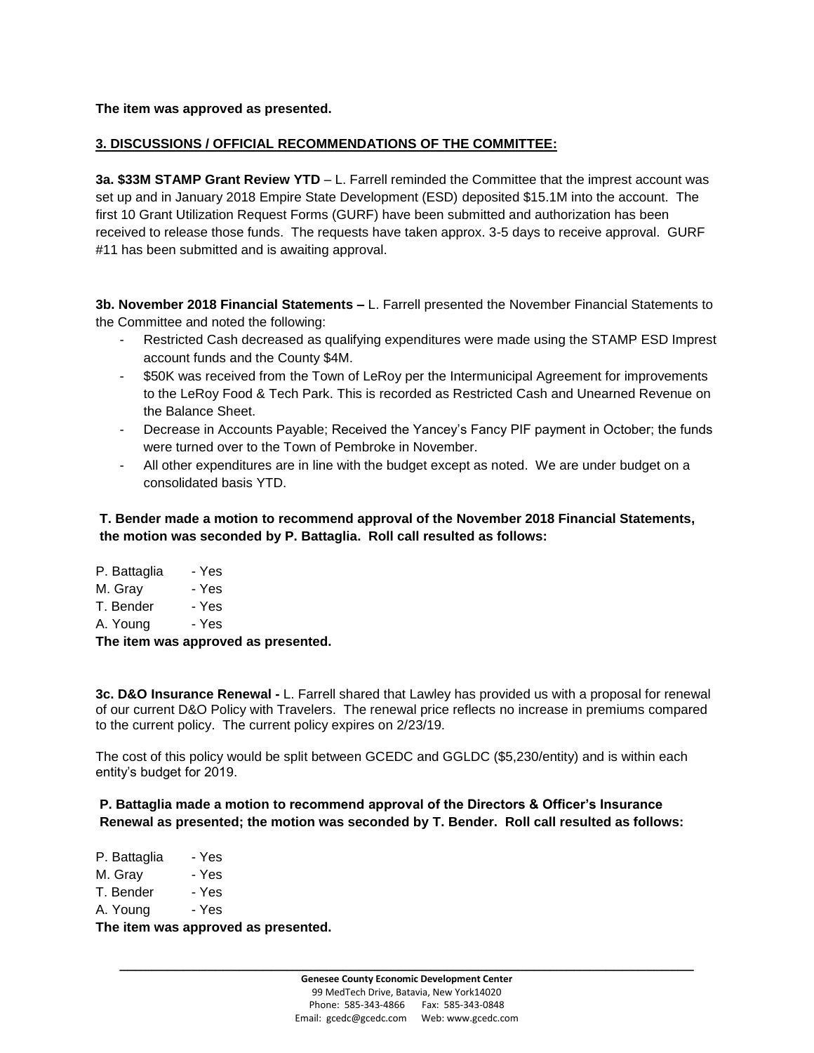**The item was approved as presented.**

**3. DISCUSSIONS / OFFICIAL RECOMMENDATIONS OF THE COMMITTEE:**

**3a. $33M STAMP Grant Review YTD** – L. Farrell reminded the Committee that the imprest account was set up and in January 2018 Empire State Development (ESD) deposited $15.1M into the account. The first 10 Grant Utilization Request Forms (GURF) have been submitted and authorization has been received to release those funds. The requests have taken approx. 3-5 days to receive approval. GURF #11 has been submitted and is awaiting approval.

**3b. November 2018 Financial Statements –** L. Farrell presented the November Financial Statements to the Committee and noted the following:

- Restricted Cash decreased as qualifying expenditures were made using the STAMP ESD Imprest account funds and the County $4M.
- $50K was received from the Town of LeRoy per the Intermunicipal Agreement for improvements to the LeRoy Food & Tech Park. This is recorded as Restricted Cash and Unearned Revenue on the Balance Sheet.
- Decrease in Accounts Payable; Received the Yancey's Fancy PIF payment in October; the funds were turned over to the Town of Pembroke in November.
- All other expenditures are in line with the budget except as noted. We are under budget on a consolidated basis YTD.

**T. Bender made a motion to recommend approval of the November 2018 Financial Statements, the motion was seconded by P. Battaglia. Roll call resulted as follows:**

P. Battaglia - Yes
M. Gray - Yes
T. Bender - Yes
A. Young - Yes

**The item was approved as presented.**

**3c. D&O Insurance Renewal -** L. Farrell shared that Lawley has provided us with a proposal for renewal of our current D&O Policy with Travelers. The renewal price reflects no increase in premiums compared to the current policy. The current policy expires on 2/23/19.

The cost of this policy would be split between GCEDC and GGLDC ($5,230/entity) and is within each entity's budget for 2019.

**P. Battaglia made a motion to recommend approval of the Directors & Officer's Insurance Renewal as presented; the motion was seconded by T. Bender. Roll call resulted as follows:**

P. Battaglia - Yes
M. Gray - Yes
T. Bender - Yes
A. Young - Yes

**The item was approved as presented.**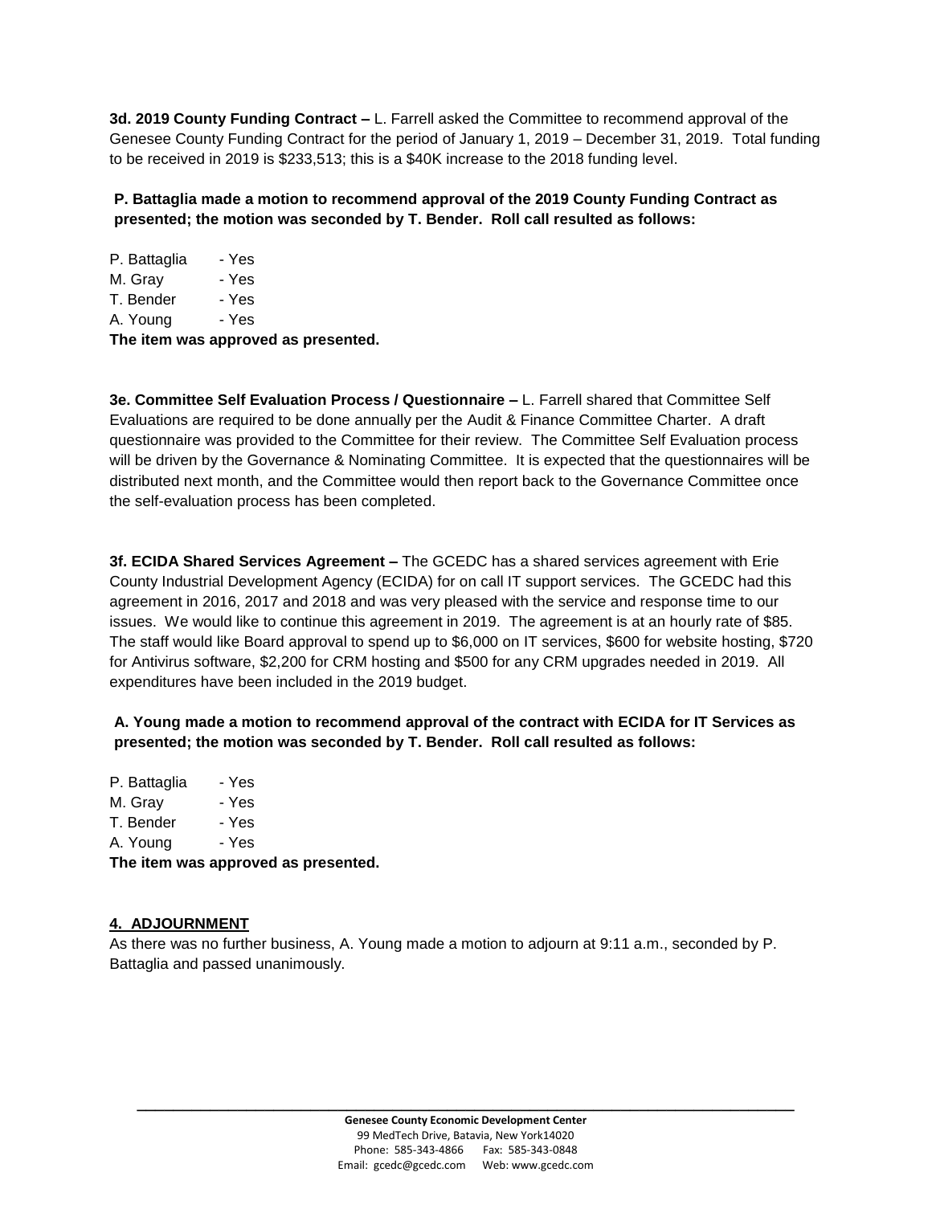**3d. 2019 County Funding Contract –** L. Farrell asked the Committee to recommend approval of the Genesee County Funding Contract for the period of January 1, 2019 – December 31, 2019. Total funding to be received in 2019 is $233,513; this is a $40K increase to the 2018 funding level.

**P. Battaglia made a motion to recommend approval of the 2019 County Funding Contract as presented; the motion was seconded by T. Bender. Roll call resulted as follows:**

P. Battaglia - Yes
M. Gray - Yes
T. Bender - Yes
A. Young - Yes
**The item was approved as presented.**

**3e. Committee Self Evaluation Process / Questionnaire –** L. Farrell shared that Committee Self Evaluations are required to be done annually per the Audit & Finance Committee Charter. A draft questionnaire was provided to the Committee for their review. The Committee Self Evaluation process will be driven by the Governance & Nominating Committee. It is expected that the questionnaires will be distributed next month, and the Committee would then report back to the Governance Committee once the self-evaluation process has been completed.

**3f. ECIDA Shared Services Agreement –** The GCEDC has a shared services agreement with Erie County Industrial Development Agency (ECIDA) for on call IT support services. The GCEDC had this agreement in 2016, 2017 and 2018 and was very pleased with the service and response time to our issues. We would like to continue this agreement in 2019. The agreement is at an hourly rate of $85. The staff would like Board approval to spend up to $6,000 on IT services, $600 for website hosting, $720 for Antivirus software, $2,200 for CRM hosting and $500 for any CRM upgrades needed in 2019. All expenditures have been included in the 2019 budget.

**A. Young made a motion to recommend approval of the contract with ECIDA for IT Services as presented; the motion was seconded by T. Bender. Roll call resulted as follows:**

P. Battaglia - Yes
M. Gray - Yes
T. Bender - Yes
A. Young - Yes
**The item was approved as presented.**

## 4. ADJOURNMENT

As there was no further business, A. Young made a motion to adjourn at 9:11 a.m., seconded by P. Battaglia and passed unanimously.